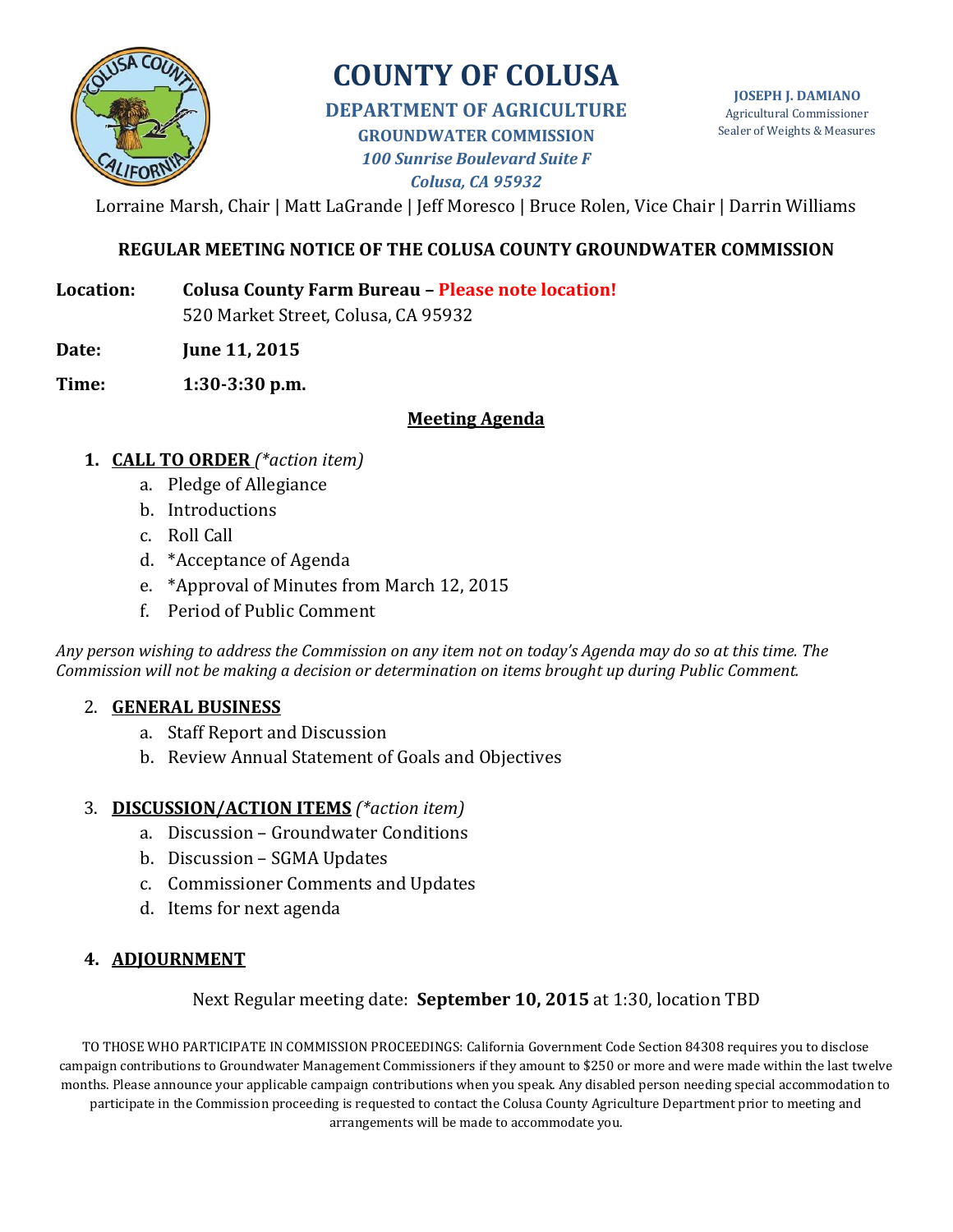# COUNTY OF COLUSA

**DEPARTMENT OF AGRICULTURE**

**GROUNDWATER COMMISSION**

***100 Sunrise Boulevard Suite F***

***Colusa, CA 95932***

**JOSEPH J. DAMIANO**
Agricultural Commissioner
Sealer of Weights & Measures

Lorraine Marsh, Chair | Matt LaGrande | Jeff Moresco | Bruce Rolen, Vice Chair | Darrin Williams

## REGULAR MEETING NOTICE OF THE COLUSA COUNTY GROUNDWATER COMMISSION

**Location:** **Colusa County Farm Bureau – Please note location!**
520 Market Street, Colusa, CA 95932

**Date:** **June 11, 2015**

**Time:** **1:30-3:30 p.m.**

### Meeting Agenda

1. **CALL TO ORDER** *(*action item)*
   a. Pledge of Allegiance
   b. Introductions
   c. Roll Call
   d. *Acceptance of Agenda
   e. *Approval of Minutes from March 12, 2015
   f. Period of Public Comment

*Any person wishing to address the Commission on any item not on today's Agenda may do so at this time. The Commission will not be making a decision or determination on items brought up during Public Comment.*

2. **GENERAL BUSINESS**
   a. Staff Report and Discussion
   b. Review Annual Statement of Goals and Objectives

3. **DISCUSSION/ACTION ITEMS** *(*action item)*
   a. Discussion – Groundwater Conditions
   b. Discussion – SGMA Updates
   c. Commissioner Comments and Updates
   d. Items for next agenda

4. **ADJOURNMENT**

Next Regular meeting date: **September 10, 2015** at 1:30, location TBD

TO THOSE WHO PARTICIPATE IN COMMISSION PROCEEDINGS: California Government Code Section 84308 requires you to disclose campaign contributions to Groundwater Management Commissioners if they amount to $250 or more and were made within the last twelve months. Please announce your applicable campaign contributions when you speak. Any disabled person needing special accommodation to participate in the Commission proceeding is requested to contact the Colusa County Agriculture Department prior to meeting and arrangements will be made to accommodate you.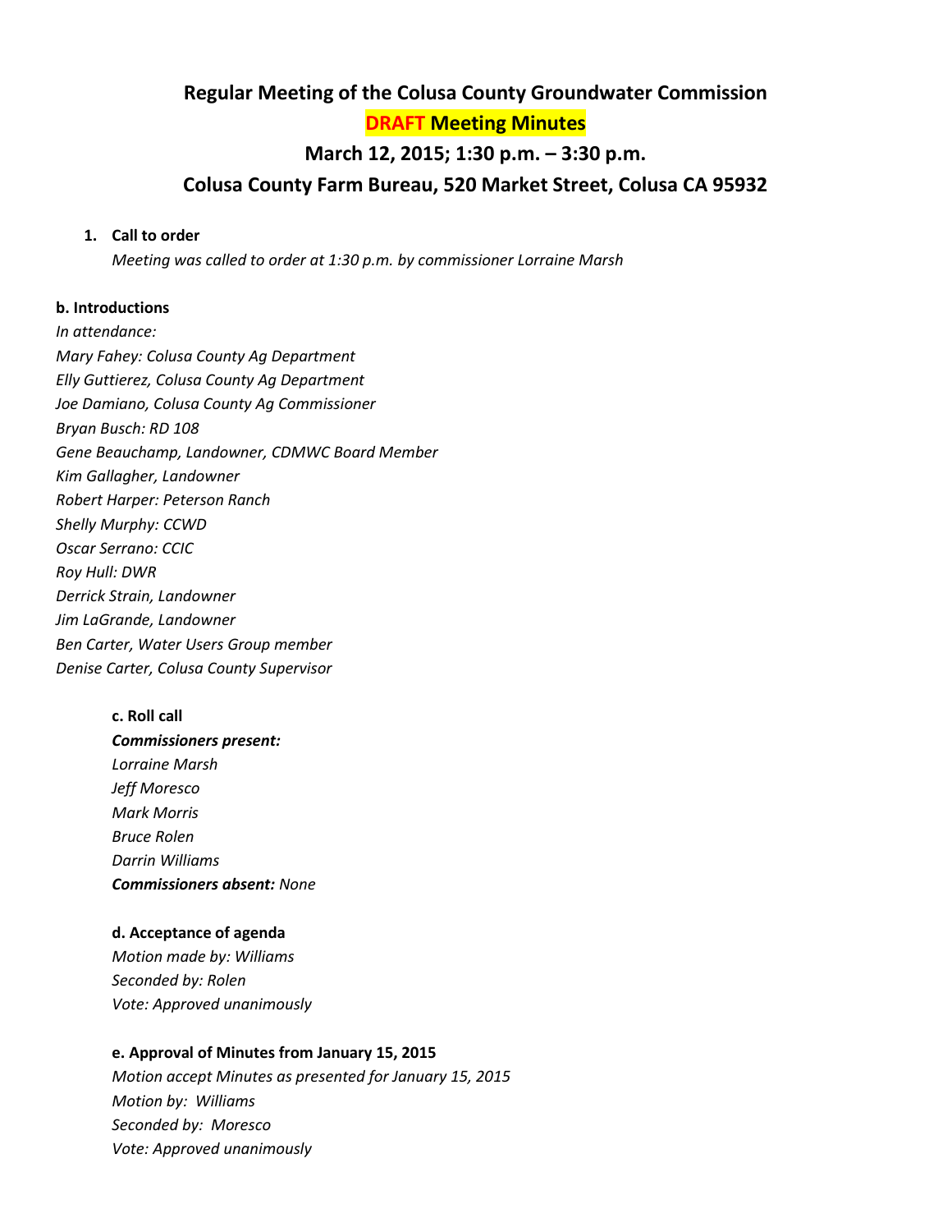# Regular Meeting of the Colusa County Groundwater Commission

## DRAFT Meeting Minutes

## March 12, 2015; 1:30 p.m. – 3:30 p.m.

## Colusa County Farm Bureau, 520 Market Street, Colusa CA 95932

1. **Call to order**

   *Meeting was called to order at 1:30 p.m. by commissioner Lorraine Marsh*

**b. Introductions**

*In attendance:*
*Mary Fahey: Colusa County Ag Department*
*Elly Guttierez, Colusa County Ag Department*
*Joe Damiano, Colusa County Ag Commissioner*
*Bryan Busch: RD 108*
*Gene Beauchamp, Landowner, CDMWC Board Member*
*Kim Gallagher, Landowner*
*Robert Harper: Peterson Ranch*
*Shelly Murphy: CCWD*
*Oscar Serrano: CCIC*
*Roy Hull: DWR*
*Derrick Strain, Landowner*
*Jim LaGrande, Landowner*
*Ben Carter, Water Users Group member*
*Denise Carter, Colusa County Supervisor*

**c. Roll call**

***Commissioners present:***
*Lorraine Marsh*
*Jeff Moresco*
*Mark Morris*
*Bruce Rolen*
*Darrin Williams*
***Commissioners absent:*** *None*

**d. Acceptance of agenda**

*Motion made by: Williams*
*Seconded by: Rolen*
*Vote: Approved unanimously*

**e. Approval of Minutes from January 15, 2015**

*Motion accept Minutes as presented for January 15, 2015*
*Motion by: Williams*
*Seconded by: Moresco*
*Vote: Approved unanimously*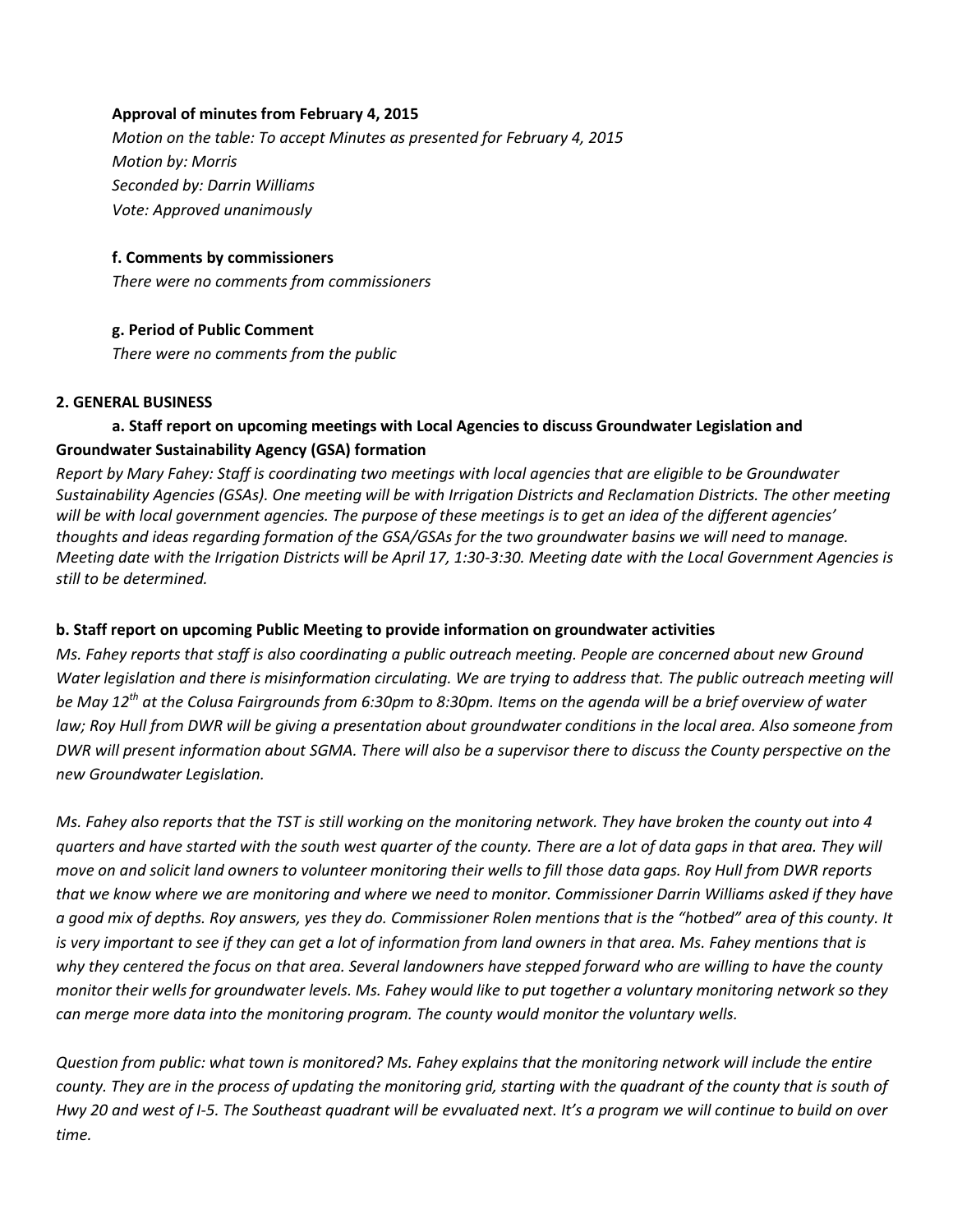**Approval of minutes from February 4, 2015**

*Motion on the table: To accept Minutes as presented for February 4, 2015*
*Motion by: Morris*
*Seconded by: Darrin Williams*
*Vote: Approved unanimously*

**f. Comments by commissioners**

*There were no comments from commissioners*

**g. Period of Public Comment**

*There were no comments from the public*

**2. GENERAL BUSINESS**

**a. Staff report on upcoming meetings with Local Agencies to discuss Groundwater Legislation and Groundwater Sustainability Agency (GSA) formation**

*Report by Mary Fahey: Staff is coordinating two meetings with local agencies that are eligible to be Groundwater Sustainability Agencies (GSAs). One meeting will be with Irrigation Districts and Reclamation Districts. The other meeting will be with local government agencies. The purpose of these meetings is to get an idea of the different agencies' thoughts and ideas regarding formation of the GSA/GSAs for the two groundwater basins we will need to manage. Meeting date with the Irrigation Districts will be April 17, 1:30-3:30. Meeting date with the Local Government Agencies is still to be determined.*

**b. Staff report on upcoming Public Meeting to provide information on groundwater activities**

*Ms. Fahey reports that staff is also coordinating a public outreach meeting. People are concerned about new Ground Water legislation and there is misinformation circulating. We are trying to address that. The public outreach meeting will be May 12th at the Colusa Fairgrounds from 6:30pm to 8:30pm. Items on the agenda will be a brief overview of water law; Roy Hull from DWR will be giving a presentation about groundwater conditions in the local area. Also someone from DWR will present information about SGMA. There will also be a supervisor there to discuss the County perspective on the new Groundwater Legislation.*

*Ms. Fahey also reports that the TST is still working on the monitoring network. They have broken the county out into 4 quarters and have started with the south west quarter of the county. There are a lot of data gaps in that area. They will move on and solicit land owners to volunteer monitoring their wells to fill those data gaps. Roy Hull from DWR reports that we know where we are monitoring and where we need to monitor. Commissioner Darrin Williams asked if they have a good mix of depths. Roy answers, yes they do. Commissioner Rolen mentions that is the "hotbed" area of this county. It is very important to see if they can get a lot of information from land owners in that area. Ms. Fahey mentions that is why they centered the focus on that area. Several landowners have stepped forward who are willing to have the county monitor their wells for groundwater levels. Ms. Fahey would like to put together a voluntary monitoring network so they can merge more data into the monitoring program. The county would monitor the voluntary wells.*

*Question from public: what town is monitored? Ms. Fahey explains that the monitoring network will include the entire county. They are in the process of updating the monitoring grid, starting with the quadrant of the county that is south of Hwy 20 and west of I-5. The Southeast quadrant will be evvaluated next. It's a program we will continue to build on over time.*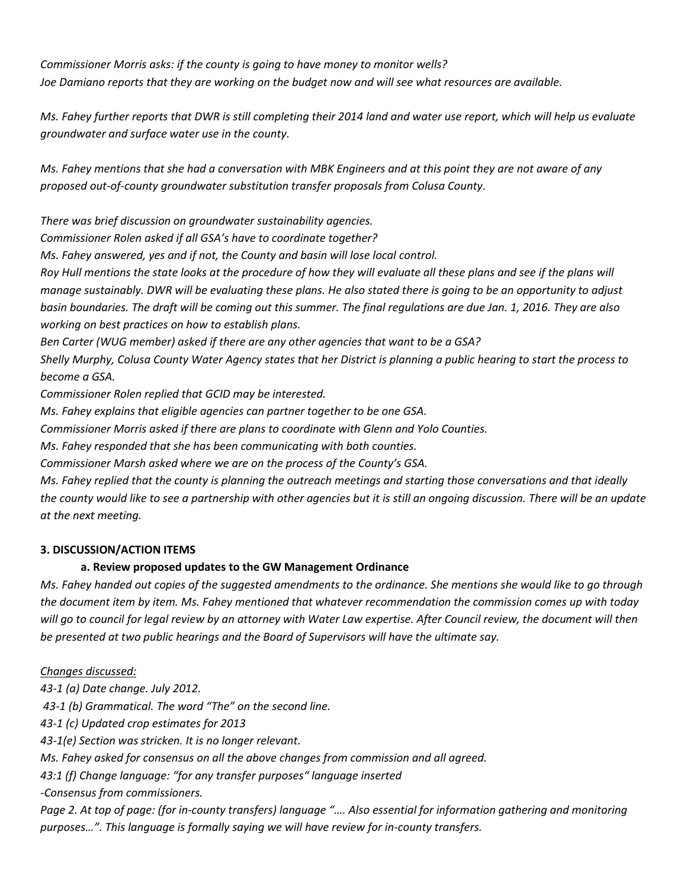*Commissioner Morris asks: if the county is going to have money to monitor wells?*
*Joe Damiano reports that they are working on the budget now and will see what resources are available.*

*Ms. Fahey further reports that DWR is still completing their 2014 land and water use report, which will help us evaluate groundwater and surface water use in the county.*

*Ms. Fahey mentions that she had a conversation with MBK Engineers and at this point they are not aware of any proposed out-of-county groundwater substitution transfer proposals from Colusa County.*

*There was brief discussion on groundwater sustainability agencies.*
*Commissioner Rolen asked if all GSA's have to coordinate together?*
*Ms. Fahey answered, yes and if not, the County and basin will lose local control.*
*Roy Hull mentions the state looks at the procedure of how they will evaluate all these plans and see if the plans will manage sustainably. DWR will be evaluating these plans. He also stated there is going to be an opportunity to adjust basin boundaries. The draft will be coming out this summer. The final regulations are due Jan. 1, 2016. They are also working on best practices on how to establish plans.*
*Ben Carter (WUG member) asked if there are any other agencies that want to be a GSA?*
*Shelly Murphy, Colusa County Water Agency states that her District is planning a public hearing to start the process to become a GSA.*
*Commissioner Rolen replied that GCID may be interested.*
*Ms. Fahey explains that eligible agencies can partner together to be one GSA.*
*Commissioner Morris asked if there are plans to coordinate with Glenn and Yolo Counties.*
*Ms. Fahey responded that she has been communicating with both counties.*
*Commissioner Marsh asked where we are on the process of the County's GSA.*
*Ms. Fahey replied that the county is planning the outreach meetings and starting those conversations and that ideally the county would like to see a partnership with other agencies but it is still an ongoing discussion. There will be an update at the next meeting.*

**3. DISCUSSION/ACTION ITEMS**

**a. Review proposed updates to the GW Management Ordinance**

*Ms. Fahey handed out copies of the suggested amendments to the ordinance. She mentions she would like to go through the document item by item. Ms. Fahey mentioned that whatever recommendation the commission comes up with today will go to council for legal review by an attorney with Water Law expertise. After Council review, the document will then be presented at two public hearings and the Board of Supervisors will have the ultimate say.*

*Changes discussed:*
*43-1 (a) Date change. July 2012.*
*43-1 (b) Grammatical. The word "The" on the second line.*
*43-1 (c) Updated crop estimates for 2013*
*43-1(e) Section was stricken. It is no longer relevant.*
*Ms. Fahey asked for consensus on all the above changes from commission and all agreed.*
*43:1 (f) Change language: "for any transfer purposes" language inserted*
*-Consensus from commissioners.*
*Page 2. At top of page: (for in-county transfers) language "…. Also essential for information gathering and monitoring purposes…". This language is formally saying we will have review for in-county transfers.*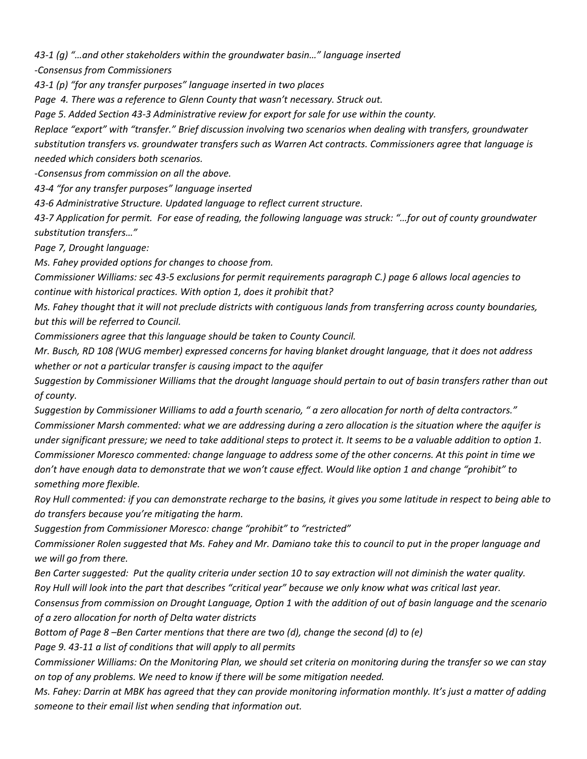*43-1 (g) "…and other stakeholders within the groundwater basin…" language inserted*

*-Consensus from Commissioners*

*43-1 (p) "for any transfer purposes" language inserted in two places*

*Page 4. There was a reference to Glenn County that wasn't necessary. Struck out.*

*Page 5. Added Section 43-3 Administrative review for export for sale for use within the county.*

*Replace "export" with "transfer." Brief discussion involving two scenarios when dealing with transfers, groundwater substitution transfers vs. groundwater transfers such as Warren Act contracts. Commissioners agree that language is needed which considers both scenarios.*

*-Consensus from commission on all the above.*

*43-4 "for any transfer purposes" language inserted*

*43-6 Administrative Structure. Updated language to reflect current structure.*

*43-7 Application for permit. For ease of reading, the following language was struck: "…for out of county groundwater substitution transfers…"*

*Page 7, Drought language:*

*Ms. Fahey provided options for changes to choose from.*

*Commissioner Williams: sec 43-5 exclusions for permit requirements paragraph C.) page 6 allows local agencies to continue with historical practices. With option 1, does it prohibit that?*

*Ms. Fahey thought that it will not preclude districts with contiguous lands from transferring across county boundaries, but this will be referred to Council.*

*Commissioners agree that this language should be taken to County Council.*

*Mr. Busch, RD 108 (WUG member) expressed concerns for having blanket drought language, that it does not address whether or not a particular transfer is causing impact to the aquifer*

*Suggestion by Commissioner Williams that the drought language should pertain to out of basin transfers rather than out of county.*

*Suggestion by Commissioner Williams to add a fourth scenario, " a zero allocation for north of delta contractors."*

*Commissioner Marsh commented: what we are addressing during a zero allocation is the situation where the aquifer is under significant pressure; we need to take additional steps to protect it. It seems to be a valuable addition to option 1.*

*Commissioner Moresco commented: change language to address some of the other concerns. At this point in time we don't have enough data to demonstrate that we won't cause effect. Would like option 1 and change "prohibit" to something more flexible.*

*Roy Hull commented: if you can demonstrate recharge to the basins, it gives you some latitude in respect to being able to do transfers because you're mitigating the harm.*

*Suggestion from Commissioner Moresco: change "prohibit" to "restricted"*

*Commissioner Rolen suggested that Ms. Fahey and Mr. Damiano take this to council to put in the proper language and we will go from there.*

*Ben Carter suggested: Put the quality criteria under section 10 to say extraction will not diminish the water quality.*

*Roy Hull will look into the part that describes "critical year" because we only know what was critical last year.*

*Consensus from commission on Drought Language, Option 1 with the addition of out of basin language and the scenario of a zero allocation for north of Delta water districts*

*Bottom of Page 8 –Ben Carter mentions that there are two (d), change the second (d) to (e)*

*Page 9. 43-11 a list of conditions that will apply to all permits*

*Commissioner Williams: On the Monitoring Plan, we should set criteria on monitoring during the transfer so we can stay on top of any problems. We need to know if there will be some mitigation needed.*

*Ms. Fahey: Darrin at MBK has agreed that they can provide monitoring information monthly. It's just a matter of adding someone to their email list when sending that information out.*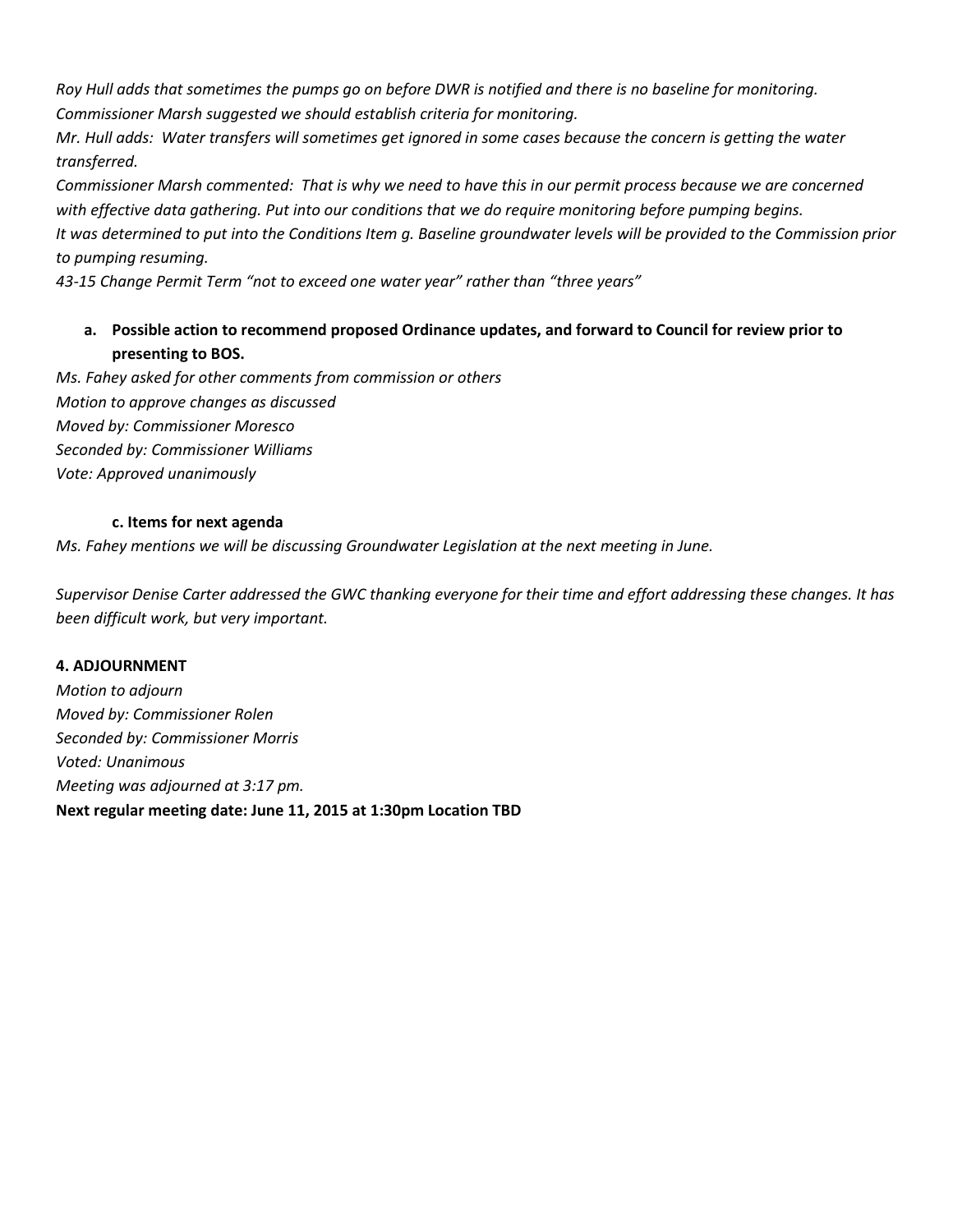*Roy Hull adds that sometimes the pumps go on before DWR is notified and there is no baseline for monitoring.*
*Commissioner Marsh suggested we should establish criteria for monitoring.*
*Mr. Hull adds: Water transfers will sometimes get ignored in some cases because the concern is getting the water transferred.*
*Commissioner Marsh commented: That is why we need to have this in our permit process because we are concerned with effective data gathering. Put into our conditions that we do require monitoring before pumping begins.*
*It was determined to put into the Conditions Item g. Baseline groundwater levels will be provided to the Commission prior to pumping resuming.*
*43-15 Change Permit Term "not to exceed one water year" rather than "three years"*

**a. Possible action to recommend proposed Ordinance updates, and forward to Council for review prior to presenting to BOS.**

*Ms. Fahey asked for other comments from commission or others*
*Motion to approve changes as discussed*
*Moved by: Commissioner Moresco*
*Seconded by: Commissioner Williams*
*Vote: Approved unanimously*

**c. Items for next agenda**

*Ms. Fahey mentions we will be discussing Groundwater Legislation at the next meeting in June.*

*Supervisor Denise Carter addressed the GWC thanking everyone for their time and effort addressing these changes. It has been difficult work, but very important.*

**4. ADJOURNMENT**

*Motion to adjourn*
*Moved by: Commissioner Rolen*
*Seconded by: Commissioner Morris*
*Voted: Unanimous*
*Meeting was adjourned at 3:17 pm.*
**Next regular meeting date: June 11, 2015 at 1:30pm Location TBD**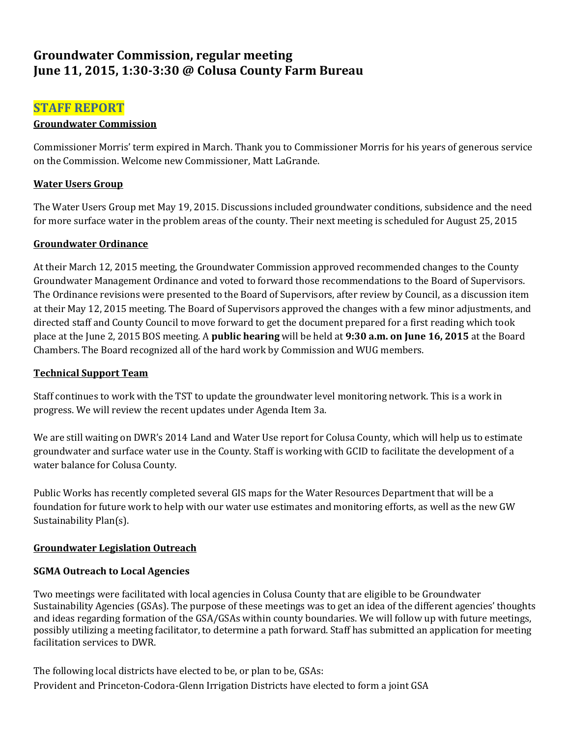# Groundwater Commission, regular meeting
# June 11, 2015, 1:30-3:30 @ Colusa County Farm Bureau

## STAFF REPORT

### Groundwater Commission

Commissioner Morris' term expired in March. Thank you to Commissioner Morris for his years of generous service on the Commission. Welcome new Commissioner, Matt LaGrande.

### Water Users Group

The Water Users Group met May 19, 2015. Discussions included groundwater conditions, subsidence and the need for more surface water in the problem areas of the county. Their next meeting is scheduled for August 25, 2015

### Groundwater Ordinance

At their March 12, 2015 meeting, the Groundwater Commission approved recommended changes to the County Groundwater Management Ordinance and voted to forward those recommendations to the Board of Supervisors. The Ordinance revisions were presented to the Board of Supervisors, after review by Council, as a discussion item at their May 12, 2015 meeting. The Board of Supervisors approved the changes with a few minor adjustments, and directed staff and County Council to move forward to get the document prepared for a first reading which took place at the June 2, 2015 BOS meeting. A **public hearing** will be held at **9:30 a.m. on June 16, 2015** at the Board Chambers. The Board recognized all of the hard work by Commission and WUG members.

### Technical Support Team

Staff continues to work with the TST to update the groundwater level monitoring network. This is a work in progress. We will review the recent updates under Agenda Item 3a.

We are still waiting on DWR's 2014 Land and Water Use report for Colusa County, which will help us to estimate groundwater and surface water use in the County. Staff is working with GCID to facilitate the development of a water balance for Colusa County.

Public Works has recently completed several GIS maps for the Water Resources Department that will be a foundation for future work to help with our water use estimates and monitoring efforts, as well as the new GW Sustainability Plan(s).

### Groundwater Legislation Outreach

**SGMA Outreach to Local Agencies**

Two meetings were facilitated with local agencies in Colusa County that are eligible to be Groundwater Sustainability Agencies (GSAs). The purpose of these meetings was to get an idea of the different agencies' thoughts and ideas regarding formation of the GSA/GSAs within county boundaries. We will follow up with future meetings, possibly utilizing a meeting facilitator, to determine a path forward. Staff has submitted an application for meeting facilitation services to DWR.

The following local districts have elected to be, or plan to be, GSAs:
Provident and Princeton-Codora-Glenn Irrigation Districts have elected to form a joint GSA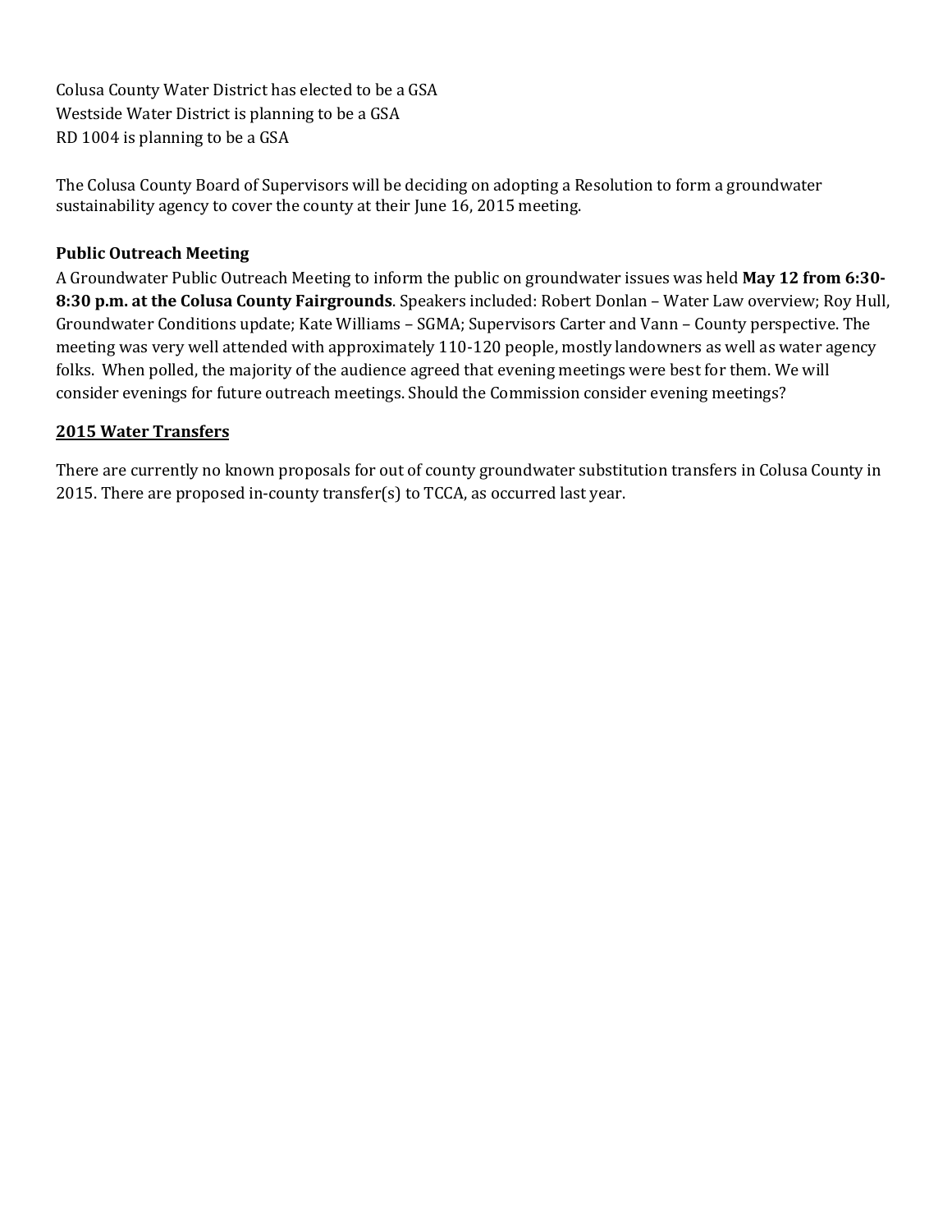Colusa County Water District has elected to be a GSA
Westside Water District is planning to be a GSA
RD 1004 is planning to be a GSA

The Colusa County Board of Supervisors will be deciding on adopting a Resolution to form a groundwater sustainability agency to cover the county at their June 16, 2015 meeting.

**Public Outreach Meeting**

A Groundwater Public Outreach Meeting to inform the public on groundwater issues was held **May 12 from 6:30-8:30 p.m. at the Colusa County Fairgrounds**. Speakers included: Robert Donlan – Water Law overview; Roy Hull, Groundwater Conditions update; Kate Williams – SGMA; Supervisors Carter and Vann – County perspective. The meeting was very well attended with approximately 110-120 people, mostly landowners as well as water agency folks. When polled, the majority of the audience agreed that evening meetings were best for them. We will consider evenings for future outreach meetings. Should the Commission consider evening meetings?

**<u>2015 Water Transfers</u>**

There are currently no known proposals for out of county groundwater substitution transfers in Colusa County in 2015. There are proposed in-county transfer(s) to TCCA, as occurred last year.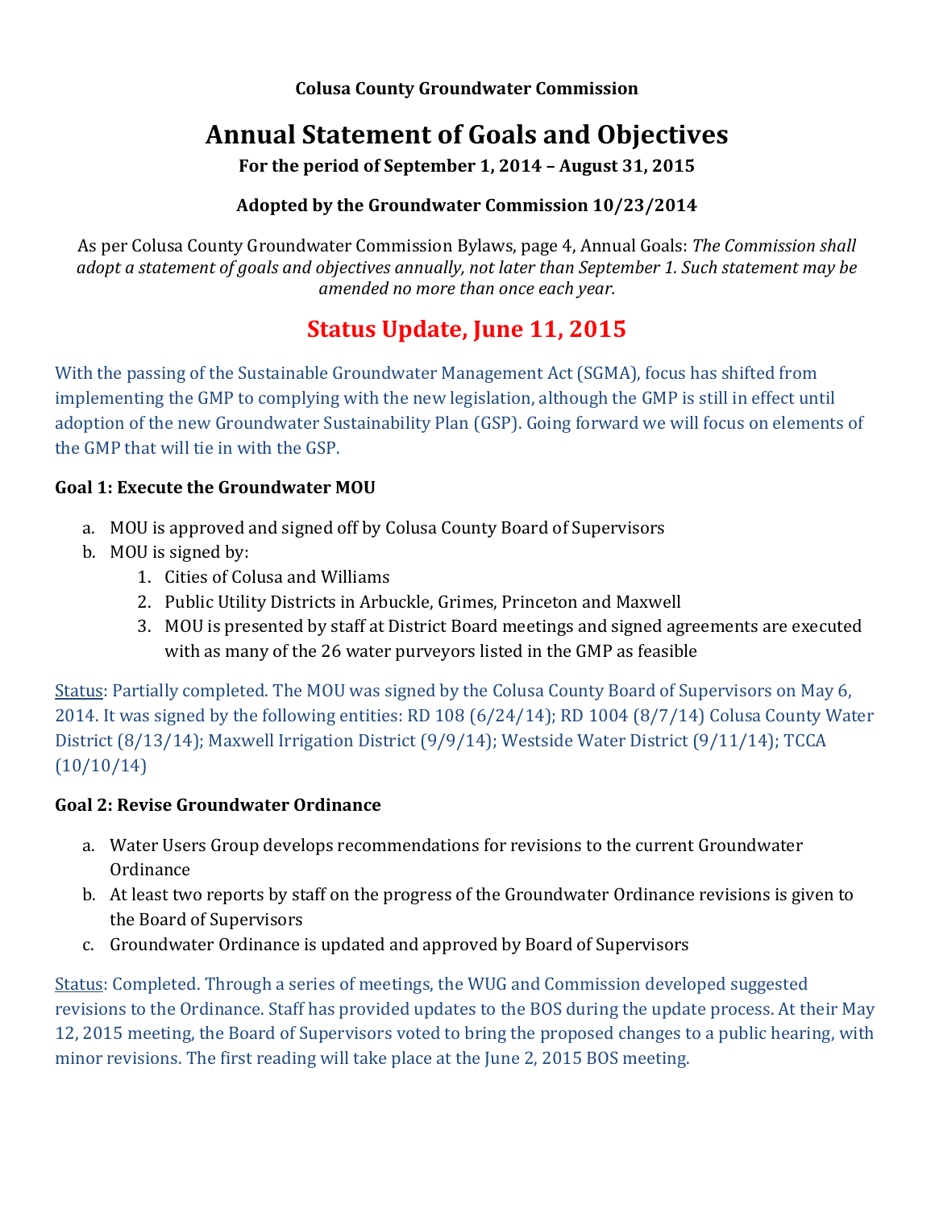**Colusa County Groundwater Commission**

# Annual Statement of Goals and Objectives

**For the period of September 1, 2014 – August 31, 2015**

**Adopted by the Groundwater Commission 10/23/2014**

As per Colusa County Groundwater Commission Bylaws, page 4, Annual Goals: *The Commission shall adopt a statement of goals and objectives annually, not later than September 1. Such statement may be amended no more than once each year.*

## Status Update, June 11, 2015

With the passing of the Sustainable Groundwater Management Act (SGMA), focus has shifted from implementing the GMP to complying with the new legislation, although the GMP is still in effect until adoption of the new Groundwater Sustainability Plan (GSP). Going forward we will focus on elements of the GMP that will tie in with the GSP.

### Goal 1: Execute the Groundwater MOU

a. MOU is approved and signed off by Colusa County Board of Supervisors
b. MOU is signed by:
   1. Cities of Colusa and Williams
   2. Public Utility Districts in Arbuckle, Grimes, Princeton and Maxwell
   3. MOU is presented by staff at District Board meetings and signed agreements are executed with as many of the 26 water purveyors listed in the GMP as feasible

Status: Partially completed. The MOU was signed by the Colusa County Board of Supervisors on May 6, 2014. It was signed by the following entities: RD 108 (6/24/14); RD 1004 (8/7/14) Colusa County Water District (8/13/14); Maxwell Irrigation District (9/9/14); Westside Water District (9/11/14); TCCA (10/10/14)

### Goal 2: Revise Groundwater Ordinance

a. Water Users Group develops recommendations for revisions to the current Groundwater Ordinance
b. At least two reports by staff on the progress of the Groundwater Ordinance revisions is given to the Board of Supervisors
c. Groundwater Ordinance is updated and approved by Board of Supervisors

Status: Completed. Through a series of meetings, the WUG and Commission developed suggested revisions to the Ordinance. Staff has provided updates to the BOS during the update process. At their May 12, 2015 meeting, the Board of Supervisors voted to bring the proposed changes to a public hearing, with minor revisions. The first reading will take place at the June 2, 2015 BOS meeting.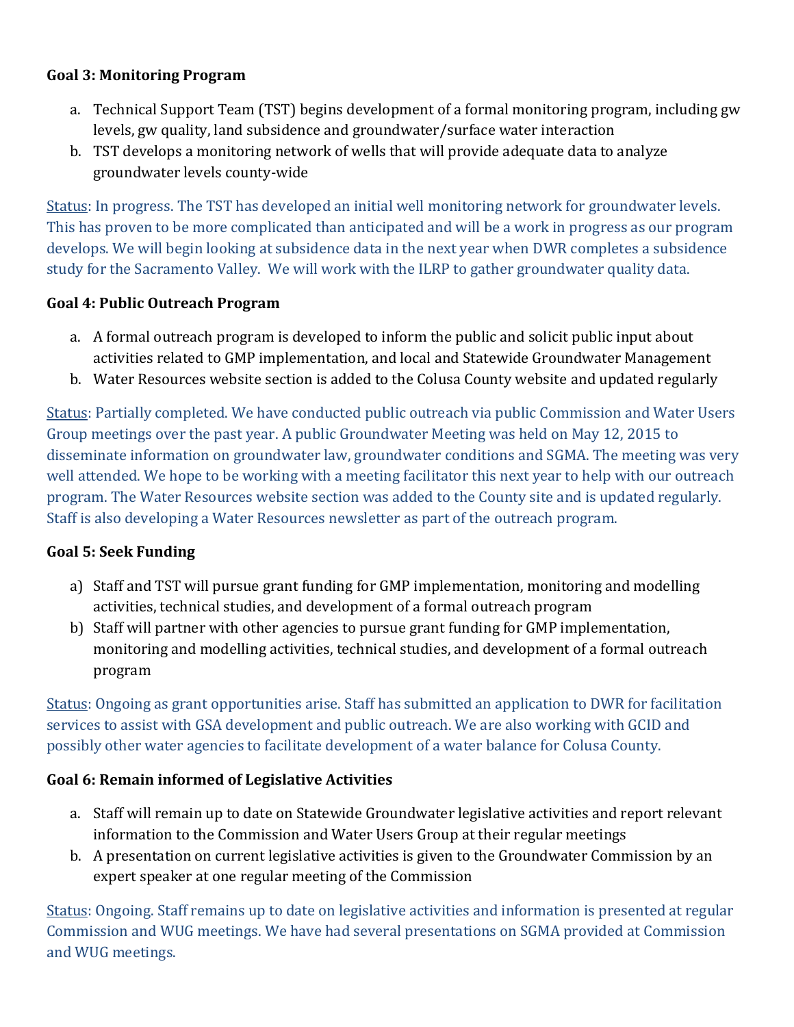**Goal 3: Monitoring Program**

a. Technical Support Team (TST) begins development of a formal monitoring program, including gw levels, gw quality, land subsidence and groundwater/surface water interaction
b. TST develops a monitoring network of wells that will provide adequate data to analyze groundwater levels county-wide

Status: In progress. The TST has developed an initial well monitoring network for groundwater levels. This has proven to be more complicated than anticipated and will be a work in progress as our program develops. We will begin looking at subsidence data in the next year when DWR completes a subsidence study for the Sacramento Valley. We will work with the ILRP to gather groundwater quality data.

**Goal 4: Public Outreach Program**

a. A formal outreach program is developed to inform the public and solicit public input about activities related to GMP implementation, and local and Statewide Groundwater Management
b. Water Resources website section is added to the Colusa County website and updated regularly

Status: Partially completed. We have conducted public outreach via public Commission and Water Users Group meetings over the past year. A public Groundwater Meeting was held on May 12, 2015 to disseminate information on groundwater law, groundwater conditions and SGMA. The meeting was very well attended. We hope to be working with a meeting facilitator this next year to help with our outreach program. The Water Resources website section was added to the County site and is updated regularly. Staff is also developing a Water Resources newsletter as part of the outreach program.

**Goal 5: Seek Funding**

a) Staff and TST will pursue grant funding for GMP implementation, monitoring and modelling activities, technical studies, and development of a formal outreach program
b) Staff will partner with other agencies to pursue grant funding for GMP implementation, monitoring and modelling activities, technical studies, and development of a formal outreach program

Status: Ongoing as grant opportunities arise. Staff has submitted an application to DWR for facilitation services to assist with GSA development and public outreach. We are also working with GCID and possibly other water agencies to facilitate development of a water balance for Colusa County.

**Goal 6: Remain informed of Legislative Activities**

a. Staff will remain up to date on Statewide Groundwater legislative activities and report relevant information to the Commission and Water Users Group at their regular meetings
b. A presentation on current legislative activities is given to the Groundwater Commission by an expert speaker at one regular meeting of the Commission

Status: Ongoing. Staff remains up to date on legislative activities and information is presented at regular Commission and WUG meetings. We have had several presentations on SGMA provided at Commission and WUG meetings.